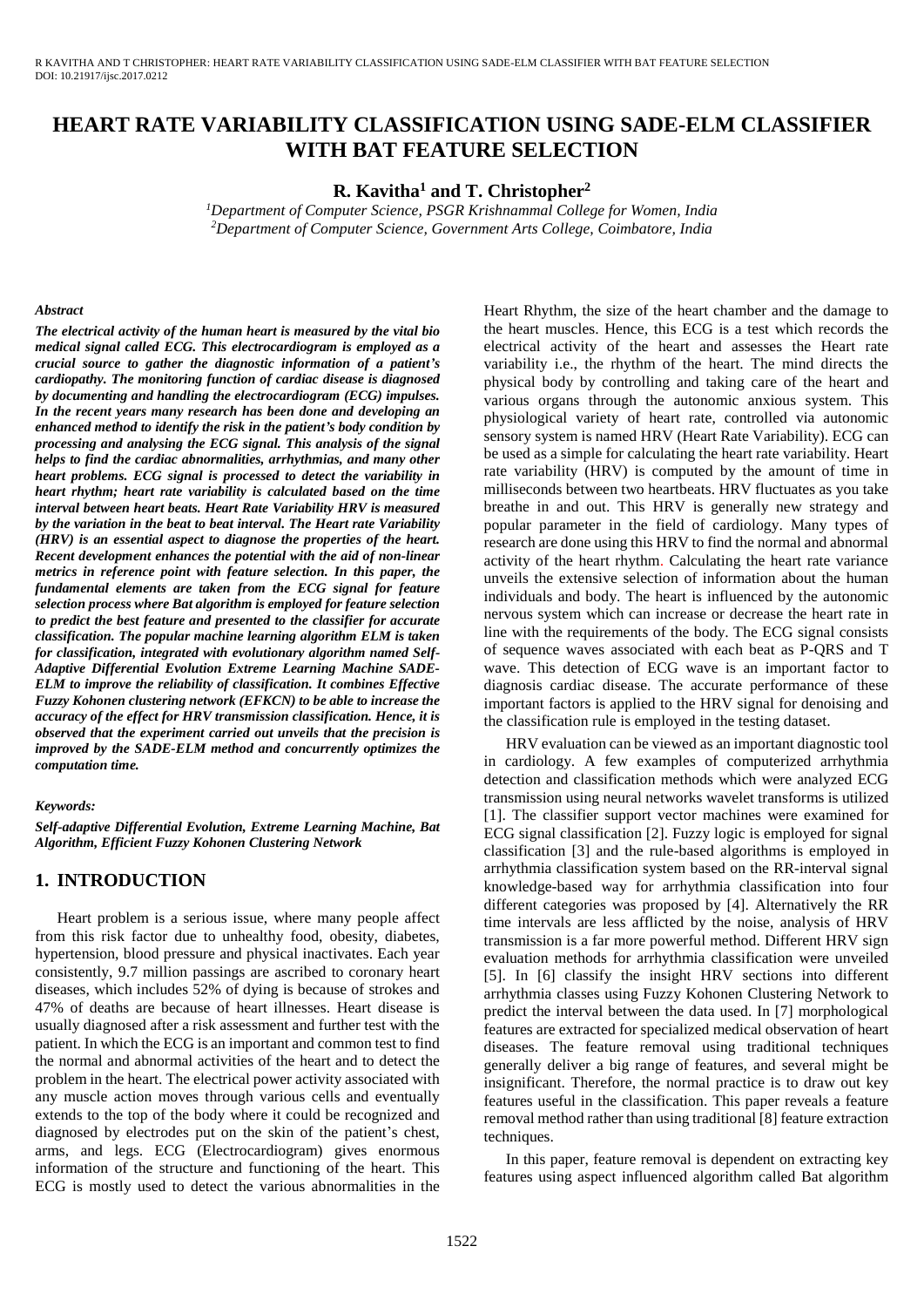# HEART RATE VARIABILITY CLASSIFICATION USING SADE-ELM CLASSIFIER WITH BAT FEATURE SELECTION

**R. Kavitha[1] and T. Christopher[2]**

*[1]Department of Computer Science, PSGR Krishnammal College for Women, India*
*[2]Department of Computer Science, Government Arts College, Coimbatore, India*

### *Abstract*

***The electrical activity of the human heart is measured by the vital bio medical signal called ECG. This electrocardiogram is employed as a crucial source to gather the diagnostic information of a patient's cardiopathy. The monitoring function of cardiac disease is diagnosed by documenting and handling the electrocardiogram (ECG) impulses. In the recent years many research has been done and developing an enhanced method to identify the risk in the patient's body condition by processing and analysing the ECG signal. This analysis of the signal helps to find the cardiac abnormalities, arrhythmias, and many other heart problems. ECG signal is processed to detect the variability in heart rhythm; heart rate variability is calculated based on the time interval between heart beats. Heart Rate Variability HRV is measured by the variation in the beat to beat interval. The Heart rate Variability (HRV) is an essential aspect to diagnose the properties of the heart. Recent development enhances the potential with the aid of non-linear metrics in reference point with feature selection. In this paper, the fundamental elements are taken from the ECG signal for feature selection process where Bat algorithm is employed for feature selection to predict the best feature and presented to the classifier for accurate classification. The popular machine learning algorithm ELM is taken for classification, integrated with evolutionary algorithm named Self-Adaptive Differential Evolution Extreme Learning Machine SADE-ELM to improve the reliability of classification. It combines Effective Fuzzy Kohonen clustering network (EFKCN) to be able to increase the accuracy of the effect for HRV transmission classification. Hence, it is observed that the experiment carried out unveils that the precision is improved by the SADE-ELM method and concurrently optimizes the computation time.***

### *Keywords:*

***Self-adaptive Differential Evolution, Extreme Learning Machine, Bat Algorithm, Efficient Fuzzy Kohonen Clustering Network***

## 1. INTRODUCTION

Heart problem is a serious issue, where many people affect from this risk factor due to unhealthy food, obesity, diabetes, hypertension, blood pressure and physical inactivates. Each year consistently, 9.7 million passings are ascribed to coronary heart diseases, which includes 52% of dying is because of strokes and 47% of deaths are because of heart illnesses. Heart disease is usually diagnosed after a risk assessment and further test with the patient. In which the ECG is an important and common test to find the normal and abnormal activities of the heart and to detect the problem in the heart. The electrical power activity associated with any muscle action moves through various cells and eventually extends to the top of the body where it could be recognized and diagnosed by electrodes put on the skin of the patient's chest, arms, and legs. ECG (Electrocardiogram) gives enormous information of the structure and functioning of the heart. This ECG is mostly used to detect the various abnormalities in the Heart Rhythm, the size of the heart chamber and the damage to the heart muscles. Hence, this ECG is a test which records the electrical activity of the heart and assesses the Heart rate variability i.e., the rhythm of the heart. The mind directs the physical body by controlling and taking care of the heart and various organs through the autonomic anxious system. This physiological variety of heart rate, controlled via autonomic sensory system is named HRV (Heart Rate Variability). ECG can be used as a simple for calculating the heart rate variability. Heart rate variability (HRV) is computed by the amount of time in milliseconds between two heartbeats. HRV fluctuates as you take breathe in and out. This HRV is generally new strategy and popular parameter in the field of cardiology. Many types of research are done using this HRV to find the normal and abnormal activity of the heart rhythm. Calculating the heart rate variance unveils the extensive selection of information about the human individuals and body. The heart is influenced by the autonomic nervous system which can increase or decrease the heart rate in line with the requirements of the body. The ECG signal consists of sequence waves associated with each beat as P-QRS and T wave. This detection of ECG wave is an important factor to diagnosis cardiac disease. The accurate performance of these important factors is applied to the HRV signal for denoising and the classification rule is employed in the testing dataset.

HRV evaluation can be viewed as an important diagnostic tool in cardiology. A few examples of computerized arrhythmia detection and classification methods which were analyzed ECG transmission using neural networks wavelet transforms is utilized [1]. The classifier support vector machines were examined for ECG signal classification [2]. Fuzzy logic is employed for signal classification [3] and the rule-based algorithms is employed in arrhythmia classification system based on the RR-interval signal knowledge-based way for arrhythmia classification into four different categories was proposed by [4]. Alternatively the RR time intervals are less afflicted by the noise, analysis of HRV transmission is a far more powerful method. Different HRV sign evaluation methods for arrhythmia classification were unveiled [5]. In [6] classify the insight HRV sections into different arrhythmia classes using Fuzzy Kohonen Clustering Network to predict the interval between the data used. In [7] morphological features are extracted for specialized medical observation of heart diseases. The feature removal using traditional techniques generally deliver a big range of features, and several might be insignificant. Therefore, the normal practice is to draw out key features useful in the classification. This paper reveals a feature removal method rather than using traditional [8] feature extraction techniques.

In this paper, feature removal is dependent on extracting key features using aspect influenced algorithm called Bat algorithm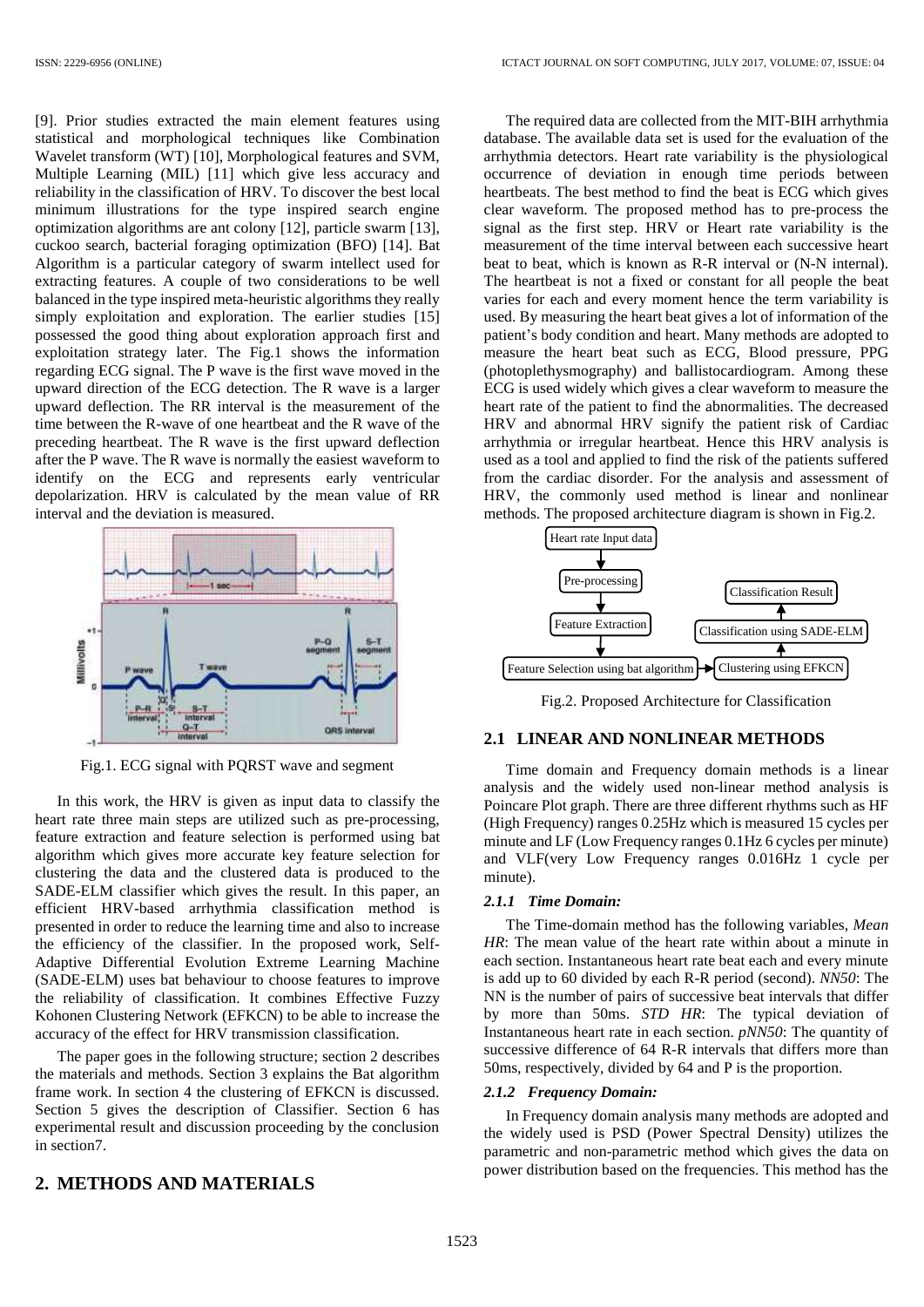[9]. Prior studies extracted the main element features using statistical and morphological techniques like Combination Wavelet transform (WT) [10], Morphological features and SVM, Multiple Learning (MIL) [11] which give less accuracy and reliability in the classification of HRV. To discover the best local minimum illustrations for the type inspired search engine optimization algorithms are ant colony [12], particle swarm [13], cuckoo search, bacterial foraging optimization (BFO) [14]. Bat Algorithm is a particular category of swarm intellect used for extracting features. A couple of two considerations to be well balanced in the type inspired meta-heuristic algorithms they really simply exploitation and exploration. The earlier studies [15] possessed the good thing about exploration approach first and exploitation strategy later. The Fig.1 shows the information regarding ECG signal. The P wave is the first wave moved in the upward direction of the ECG detection. The R wave is a larger upward deflection. The RR interval is the measurement of the time between the R-wave of one heartbeat and the R wave of the preceding heartbeat. The R wave is the first upward deflection after the P wave. The R wave is normally the easiest waveform to identify on the ECG and represents early ventricular depolarization. HRV is calculated by the mean value of RR interval and the deviation is measured.

Fig.1. ECG signal with PQRST wave and segment

In this work, the HRV is given as input data to classify the heart rate three main steps are utilized such as pre-processing, feature extraction and feature selection is performed using bat algorithm which gives more accurate key feature selection for clustering the data and the clustered data is produced to the SADE-ELM classifier which gives the result. In this paper, an efficient HRV-based arrhythmia classification method is presented in order to reduce the learning time and also to increase the efficiency of the classifier. In the proposed work, Self-Adaptive Differential Evolution Extreme Learning Machine (SADE-ELM) uses bat behaviour to choose features to improve the reliability of classification. It combines Effective Fuzzy Kohonen Clustering Network (EFKCN) to be able to increase the accuracy of the effect for HRV transmission classification.

The paper goes in the following structure; section 2 describes the materials and methods. Section 3 explains the Bat algorithm frame work. In section 4 the clustering of EFKCN is discussed. Section 5 gives the description of Classifier. Section 6 has experimental result and discussion proceeding by the conclusion in section7.

## 2. METHODS AND MATERIALS

The required data are collected from the MIT-BIH arrhythmia database. The available data set is used for the evaluation of the arrhythmia detectors. Heart rate variability is the physiological occurrence of deviation in enough time periods between heartbeats. The best method to find the beat is ECG which gives clear waveform. The proposed method has to pre-process the signal as the first step. HRV or Heart rate variability is the measurement of the time interval between each successive heart beat to beat, which is known as R-R interval or (N-N internal). The heartbeat is not a fixed or constant for all people the beat varies for each and every moment hence the term variability is used. By measuring the heart beat gives a lot of information of the patient's body condition and heart. Many methods are adopted to measure the heart beat such as ECG, Blood pressure, PPG (photoplethysmography) and ballistocardiogram. Among these ECG is used widely which gives a clear waveform to measure the heart rate of the patient to find the abnormalities. The decreased HRV and abnormal HRV signify the patient risk of Cardiac arrhythmia or irregular heartbeat. Hence this HRV analysis is used as a tool and applied to find the risk of the patients suffered from the cardiac disorder. For the analysis and assessment of HRV, the commonly used method is linear and nonlinear methods. The proposed architecture diagram is shown in Fig.2.

Fig.2. Proposed Architecture for Classification

### 2.1 LINEAR AND NONLINEAR METHODS

Time domain and Frequency domain methods is a linear analysis and the widely used non-linear method analysis is Poincare Plot graph. There are three different rhythms such as HF (High Frequency) ranges 0.25Hz which is measured 15 cycles per minute and LF (Low Frequency ranges 0.1Hz 6 cycles per minute) and VLF(very Low Frequency ranges 0.016Hz 1 cycle per minute).

#### 2.1.1 Time Domain:

The Time-domain method has the following variables, *Mean HR*: The mean value of the heart rate within about a minute in each section. Instantaneous heart rate beat each and every minute is add up to 60 divided by each R-R period (second). *NN50*: The NN is the number of pairs of successive beat intervals that differ by more than 50ms. *STD HR*: The typical deviation of Instantaneous heart rate in each section. *pNN50*: The quantity of successive difference of 64 R-R intervals that differs more than 50ms, respectively, divided by 64 and P is the proportion.

#### 2.1.2 Frequency Domain:

In Frequency domain analysis many methods are adopted and the widely used is PSD (Power Spectral Density) utilizes the parametric and non-parametric method which gives the data on power distribution based on the frequencies. This method has the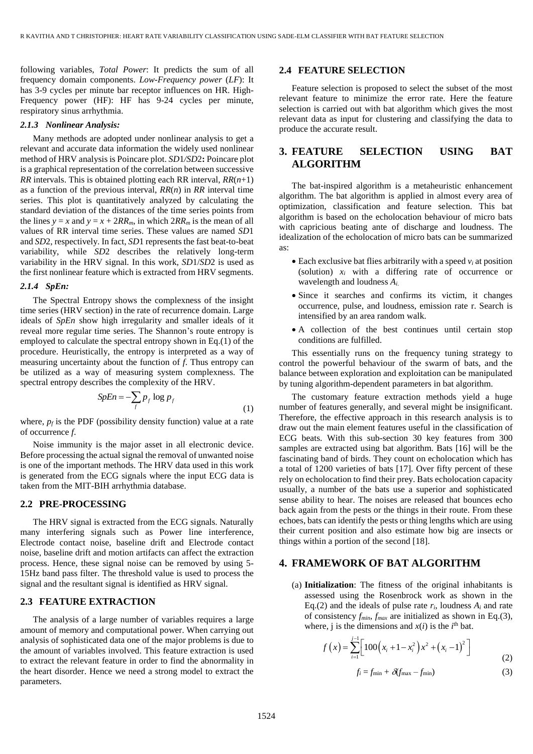following variables, *Total Power*: It predicts the sum of all frequency domain components. *Low-Frequency power* (*LF*): It has 3-9 cycles per minute bar receptor influences on HR. High-Frequency power (HF): HF has 9-24 cycles per minute, respiratory sinus arrhythmia.

#### *2.1.3 Nonlinear Analysis:*

Many methods are adopted under nonlinear analysis to get a relevant and accurate data information the widely used nonlinear method of HRV analysis is Poincare plot. *SD*1/*SD*2**:** Poincare plot is a graphical representation of the correlation between successive *RR* intervals. This is obtained plotting each RR interval, $RR(n+1)$ as a function of the previous interval, $RR(n)$ in *RR* interval time series. This plot is quantitatively analyzed by calculating the standard deviation of the distances of the time series points from the lines $y = x$ and $y = x + 2RR_m$, in which $2RR_m$ is the mean of all values of RR interval time series. These values are named *SD*1 and *SD*2, respectively. In fact, *SD*1 represents the fast beat-to-beat variability, while *SD*2 describes the relatively long-term variability in the HRV signal. In this work, *SD*1/*SD*2 is used as the first nonlinear feature which is extracted from HRV segments.

#### *2.1.4 SpEn:*

The Spectral Entropy shows the complexness of the insight time series (HRV section) in the rate of recurrence domain. Large ideals of *SpEn* show high irregularity and smaller ideals of it reveal more regular time series. The Shannon's route entropy is employed to calculate the spectral entropy shown in Eq.(1) of the procedure. Heuristically, the entropy is interpreted as a way of measuring uncertainty about the function of *f*. Thus entropy can be utilized as a way of measuring system complexness. The spectral entropy describes the complexity of the HRV.

$$SpEn = -\sum_{f} p_f \log p_f \tag{1}$$

where, $p_f$ is the PDF (possibility density function) value at a rate of occurrence *f*.

Noise immunity is the major asset in all electronic device. Before processing the actual signal the removal of unwanted noise is one of the important methods. The HRV data used in this work is generated from the ECG signals where the input ECG data is taken from the MIT-BIH arrhythmia database.

### 2.2 PRE-PROCESSING

The HRV signal is extracted from the ECG signals. Naturally many interfering signals such as Power line interference, Electrode contact noise, baseline drift and Electrode contact noise, baseline drift and motion artifacts can affect the extraction process. Hence, these signal noise can be removed by using 5-15Hz band pass filter. The threshold value is used to process the signal and the resultant signal is identified as HRV signal.

### 2.3 FEATURE EXTRACTION

The analysis of a large number of variables requires a large amount of memory and computational power. When carrying out analysis of sophisticated data one of the major problems is due to the amount of variables involved. This feature extraction is used to extract the relevant feature in order to find the abnormality in the heart disorder. Hence we need a strong model to extract the parameters.

### 2.4 FEATURE SELECTION

Feature selection is proposed to select the subset of the most relevant feature to minimize the error rate. Here the feature selection is carried out with bat algorithm which gives the most relevant data as input for clustering and classifying the data to produce the accurate result.

## 3. FEATURE SELECTION USING BAT ALGORITHM

The bat-inspired algorithm is a metaheuristic enhancement algorithm. The bat algorithm is applied in almost every area of optimization, classification and feature selection. This bat algorithm is based on the echolocation behaviour of micro bats with capricious beating ante of discharge and loudness. The idealization of the echolocation of micro bats can be summarized as:

- Each exclusive bat flies arbitrarily with a speed $v_i$ at position (solution) $x_i$ with a differing rate of occurrence or wavelength and loudness $A_i$.
- Since it searches and confirms its victim, it changes occurrence, pulse, and loudness, emission rate r. Search is intensified by an area random walk.
- A collection of the best continues until certain stop conditions are fulfilled.

This essentially runs on the frequency tuning strategy to control the powerful behaviour of the swarm of bats, and the balance between exploration and exploitation can be manipulated by tuning algorithm-dependent parameters in bat algorithm.

The customary feature extraction methods yield a huge number of features generally, and several might be insignificant. Therefore, the effective approach in this research analysis is to draw out the main element features useful in the classification of ECG beats. With this sub-section 30 key features from 300 samples are extracted using bat algorithm. Bats [16] will be the fascinating band of birds. They count on echolocation which has a total of 1200 varieties of bats [17]. Over fifty percent of these rely on echolocation to find their prey. Bats echolocation capacity usually, a number of the bats use a superior and sophisticated sense ability to hear. The noises are released that bounces echo back again from the pests or the things in their route. From these echoes, bats can identify the pests or thing lengths which are using their current position and also estimate how big are insects or things within a portion of the second [18].

## 4. FRAMEWORK OF BAT ALGORITHM

(a) **Initialization**: The fitness of the original inhabitants is assessed using the Rosenbrock work as shown in the Eq.(2) and the ideals of pulse rate $r_i$, loudness $A_i$ and rate of consistency $f_{min}$, $f_{max}$ are initialized as shown in Eq.(3), where, j is the dimensions and $x(i)$ is the $i^{th}$ bat.

$$f(x) = \sum_{i=1}^{j-1} \left[ 100\left(x_i + 1 - x_i^2\right) x^2 + \left(x_i - 1\right)^2 \right] \tag{2}$$

$$f_i = f_{min} + \delta(f_{max} - f_{min}) \tag{3}$$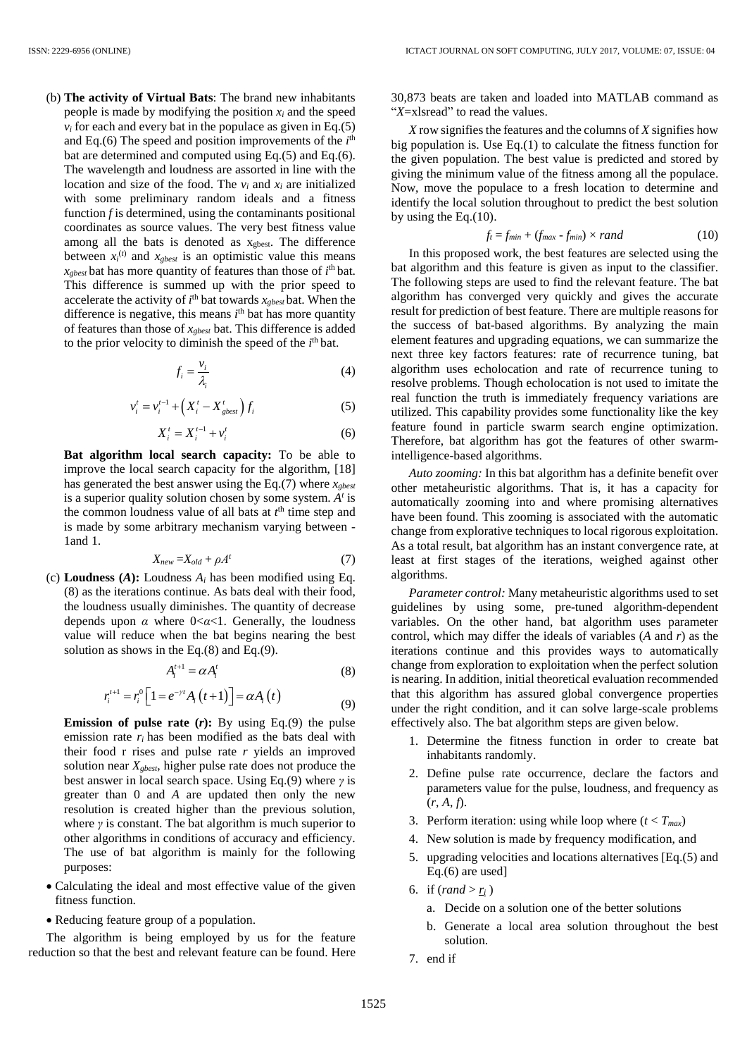(b) **The activity of Virtual Bats**: The brand new inhabitants people is made by modifying the position $x_i$ and the speed $v_i$ for each and every bat in the populace as given in Eq.(5) and Eq.(6) The speed and position improvements of the $i^{th}$ bat are determined and computed using Eq.(5) and Eq.(6). The wavelength and loudness are assorted in line with the location and size of the food. The $v_i$ and $x_i$ are initialized with some preliminary random ideals and a fitness function $f$ is determined, using the contaminants positional coordinates as source values. The very best fitness value among all the bats is denoted as $x_{gbest}$. The difference between $x_i^{(t)}$ and $x_{gbest}$ is an optimistic value this means $x_{gbest}$ bat has more quantity of features than those of $i^{th}$ bat. This difference is summed up with the prior speed to accelerate the activity of $i^{th}$ bat towards $x_{gbest}$ bat. When the difference is negative, this means $i^{th}$ bat has more quantity of features than those of $x_{gbest}$ bat. This difference is added to the prior velocity to diminish the speed of the $i^{th}$ bat.

$$f_i = \frac{v_i}{\lambda_i} \tag{4}$$

$$v_i^t = v_i^{t-1} + \left(X_i^t - X_{gbest}^t\right) f_i \tag{5}$$

$$X_i^t = X_i^{t-1} + v_i^t \tag{6}$$

**Bat algorithm local search capacity:** To be able to improve the local search capacity for the algorithm, [18] has generated the best answer using the Eq.(7) where $x_{gbest}$ is a superior quality solution chosen by some system. $A^t$ is the common loudness value of all bats at $t^{th}$ time step and is made by some arbitrary mechanism varying between -1and 1.

$$X_{new} = X_{old} + \rho A^t \tag{7}$$

(c) **Loudness (*A*):** Loudness $A_i$ has been modified using Eq. (8) as the iterations continue. As bats deal with their food, the loudness usually diminishes. The quantity of decrease depends upon $\alpha$ where $0<\alpha<1$. Generally, the loudness value will reduce when the bat begins nearing the best solution as shows in the Eq.(8) and Eq.(9).

$$A_i^{t+1} = \alpha A_i^t \tag{8}$$

$$r_i^{t+1} = r_i^0 \left[1 = e^{-\gamma t} A_i\left(t+1\right)\right] = \alpha A_i\left(t\right) \tag{9}$$

**Emission of pulse rate (*r*):** By using Eq.(9) the pulse emission rate $r_i$ has been modified as the bats deal with their food r rises and pulse rate $r$ yields an improved solution near $X_{gbest}$, higher pulse rate does not produce the best answer in local search space. Using Eq.(9) where $\gamma$ is greater than 0 and $A$ are updated then only the new resolution is created higher than the previous solution, where $\gamma$ is constant. The bat algorithm is much superior to other algorithms in conditions of accuracy and efficiency. The use of bat algorithm is mainly for the following purposes:

- Calculating the ideal and most effective value of the given fitness function.
- Reducing feature group of a population.

The algorithm is being employed by us for the feature reduction so that the best and relevant feature can be found. Here 30,873 beats are taken and loaded into MATLAB command as "*X*=xlsread" to read the values.

*X* row signifies the features and the columns of *X* signifies how big population is. Use Eq.(1) to calculate the fitness function for the given population. The best value is predicted and stored by giving the minimum value of the fitness among all the populace. Now, move the populace to a fresh location to determine and identify the local solution throughout to predict the best solution by using the Eq.(10).

$$f_t = f_{min} + (f_{max} - f_{min}) \times rand \tag{10}$$

In this proposed work, the best features are selected using the bat algorithm and this feature is given as input to the classifier. The following steps are used to find the relevant feature. The bat algorithm has converged very quickly and gives the accurate result for prediction of best feature. There are multiple reasons for the success of bat-based algorithms. By analyzing the main element features and upgrading equations, we can summarize the next three key factors features: rate of recurrence tuning, bat algorithm uses echolocation and rate of recurrence tuning to resolve problems. Though echolocation is not used to imitate the real function the truth is immediately frequency variations are utilized. This capability provides some functionality like the key feature found in particle swarm search engine optimization. Therefore, bat algorithm has got the features of other swarm-intelligence-based algorithms.

*Auto zooming:* In this bat algorithm has a definite benefit over other metaheuristic algorithms. That is, it has a capacity for automatically zooming into and where promising alternatives have been found. This zooming is associated with the automatic change from explorative techniques to local rigorous exploitation. As a total result, bat algorithm has an instant convergence rate, at least at first stages of the iterations, weighed against other algorithms.

*Parameter control:* Many metaheuristic algorithms used to set guidelines by using some, pre-tuned algorithm-dependent variables. On the other hand, bat algorithm uses parameter control, which may differ the ideals of variables (*A* and *r*) as the iterations continue and this provides ways to automatically change from exploration to exploitation when the perfect solution is nearing. In addition, initial theoretical evaluation recommended that this algorithm has assured global convergence properties under the right condition, and it can solve large-scale problems effectively also. The bat algorithm steps are given below.

1. Determine the fitness function in order to create bat inhabitants randomly.
2. Define pulse rate occurrence, declare the factors and parameters value for the pulse, loudness, and frequency as (*r*, *A*, *f*).
3. Perform iteration: using while loop where ($t < T_{max}$)
4. New solution is made by frequency modification, and
5. upgrading velocities and locations alternatives [Eq.(5) and Eq.(6) are used]
6. if ($rand > \underline{r_i}$ )
    a. Decide on a solution one of the better solutions
    b. Generate a local area solution throughout the best solution.
7. end if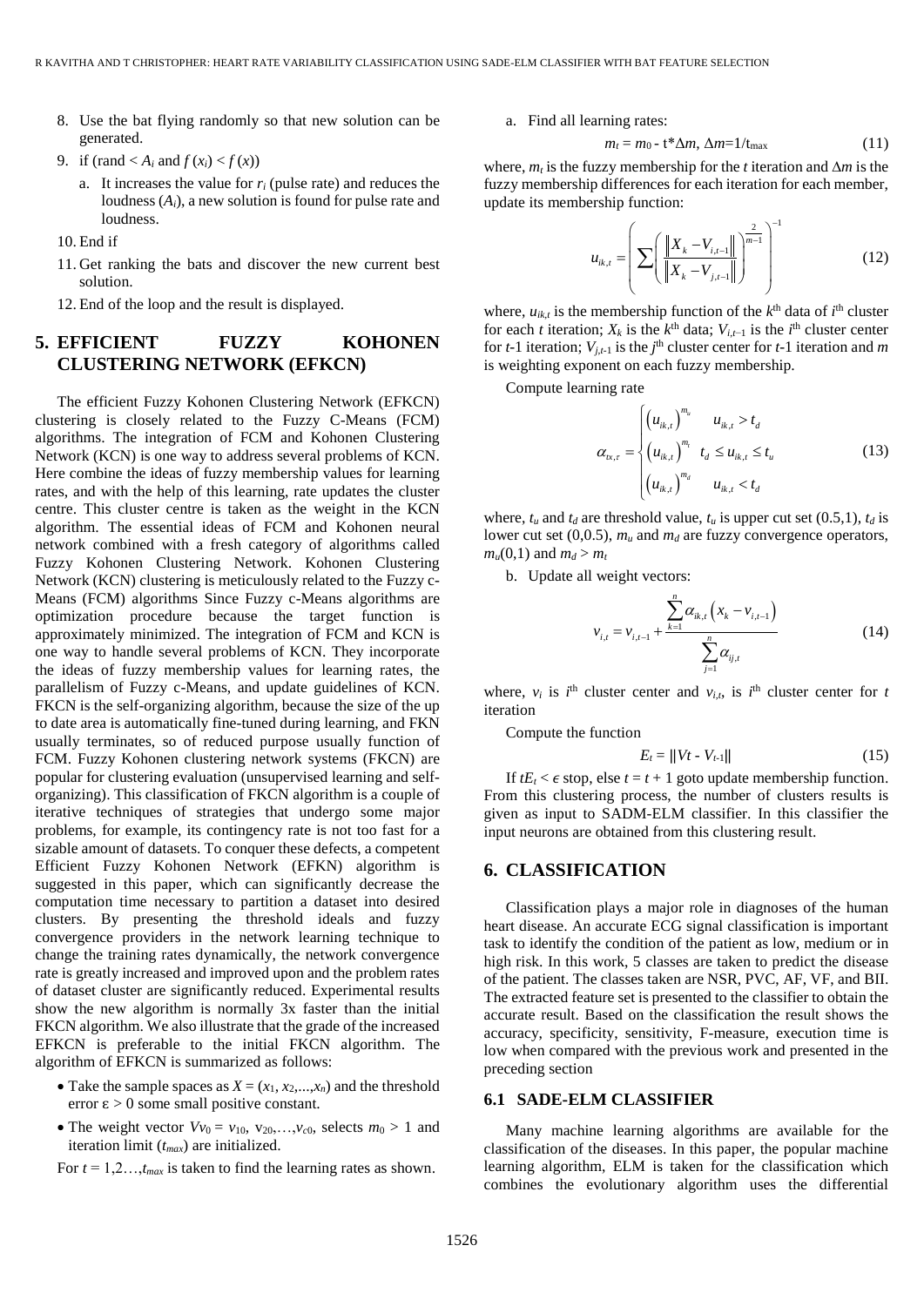8. Use the bat flying randomly so that new solution can be generated.
9. if (rand < $A_i$ and $f(x_i) < f(x)$)
    a. It increases the value for $r_i$ (pulse rate) and reduces the loudness ($A_i$), a new solution is found for pulse rate and loudness.
10. End if
11. Get ranking the bats and discover the new current best solution.
12. End of the loop and the result is displayed.

## 5. EFFICIENT FUZZY KOHONEN CLUSTERING NETWORK (EFKCN)

The efficient Fuzzy Kohonen Clustering Network (EFKCN) clustering is closely related to the Fuzzy C-Means (FCM) algorithms. The integration of FCM and Kohonen Clustering Network (KCN) is one way to address several problems of KCN. Here combine the ideas of fuzzy membership values for learning rates, and with the help of this learning, rate updates the cluster centre. This cluster centre is taken as the weight in the KCN algorithm. The essential ideas of FCM and Kohonen neural network combined with a fresh category of algorithms called Fuzzy Kohonen Clustering Network. Kohonen Clustering Network (KCN) clustering is meticulously related to the Fuzzy c-Means (FCM) algorithms Since Fuzzy c-Means algorithms are optimization procedure because the target function is approximately minimized. The integration of FCM and KCN is one way to handle several problems of KCN. They incorporate the ideas of fuzzy membership values for learning rates, the parallelism of Fuzzy c-Means, and update guidelines of KCN. FKCN is the self-organizing algorithm, because the size of the up to date area is automatically fine-tuned during learning, and FKN usually terminates, so of reduced purpose usually function of FCM. Fuzzy Kohonen clustering network systems (FKCN) are popular for clustering evaluation (unsupervised learning and self-organizing). This classification of FKCN algorithm is a couple of iterative techniques of strategies that undergo some major problems, for example, its contingency rate is not too fast for a sizable amount of datasets. To conquer these defects, a competent Efficient Fuzzy Kohonen Network (EFKN) algorithm is suggested in this paper, which can significantly decrease the computation time necessary to partition a dataset into desired clusters. By presenting the threshold ideals and fuzzy convergence providers in the network learning technique to change the training rates dynamically, the network convergence rate is greatly increased and improved upon and the problem rates of dataset cluster are significantly reduced. Experimental results show the new algorithm is normally 3x faster than the initial FKCN algorithm. We also illustrate that the grade of the increased EFKCN is preferable to the initial FKCN algorithm. The algorithm of EFKCN is summarized as follows:

- Take the sample spaces as $X = (x_1, x_2,...,x_n)$ and the threshold error $\varepsilon > 0$ some small positive constant.
- The weight vector $Vv_0 = v_{10}, v_{20},\ldots,v_{c0}$, selects $m_0 > 1$ and iteration limit ($t_{max}$) are initialized.

For $t = 1,2\ldots,t_{max}$ is taken to find the learning rates as shown.

a. Find all learning rates:

$$m_t = m_0 - t^*\Delta m,\ \Delta m = 1/t_{max} \tag{11}$$

where, $m_t$ is the fuzzy membership for the $t$ iteration and $\Delta m$ is the fuzzy membership differences for each iteration for each member, update its membership function:

$$u_{ik,t} = \left( \sum \left( \frac{\|X_k - V_{i,t-1}\|}{\|X_k - V_{j,t-1}\|} \right)^{\frac{2}{m-1}} \right)^{-1} \tag{12}$$

where, $u_{ik,t}$ is the membership function of the $k^{\text{th}}$ data of $i^{\text{th}}$ cluster for each $t$ iteration; $X_k$ is the $k^{\text{th}}$ data; $V_{i,t-1}$ is the $i^{\text{th}}$ cluster center for $t$-1 iteration; $V_{j,t-1}$ is the $j^{\text{th}}$ cluster center for $t$-1 iteration and $m$ is weighting exponent on each fuzzy membership.

Compute learning rate

$$\alpha_{ix,r} = \begin{cases} \left(u_{ik,t}\right)^{m_u} & u_{ik,t} > t_d \\ \left(u_{ik,t}\right)^{m_t} & t_d \le u_{ik,t} \le t_u \\ \left(u_{ik,t}\right)^{m_d} & u_{ik,t} < t_d \end{cases} \tag{13}$$

where, $t_u$ and $t_d$ are threshold value, $t_u$ is upper cut set (0.5,1), $t_d$ is lower cut set (0,0.5), $m_u$ and $m_d$ are fuzzy convergence operators, $m_u(0,1)$ and $m_d > m_t$

b. Update all weight vectors:

$$v_{i,t} = v_{i,t-1} + \frac{\sum_{k=1}^{n} \alpha_{ik,t}\left(x_k - v_{i,t-1}\right)}{\sum_{j=1}^{n} \alpha_{ij,t}} \tag{14}$$

where, $v_i$ is $i^{\text{th}}$ cluster center and $v_{i,t}$, is $i^{\text{th}}$ cluster center for $t$ iteration

Compute the function

$$E_t = \|Vt - V_{t-1}\| \tag{15}$$

If $tE_t < \epsilon$ stop, else $t = t + 1$ goto update membership function. From this clustering process, the number of clusters results is given as input to SADM-ELM classifier. In this classifier the input neurons are obtained from this clustering result.

## 6. CLASSIFICATION

Classification plays a major role in diagnoses of the human heart disease. An accurate ECG signal classification is important task to identify the condition of the patient as low, medium or in high risk. In this work, 5 classes are taken to predict the disease of the patient. The classes taken are NSR, PVC, AF, VF, and BII. The extracted feature set is presented to the classifier to obtain the accurate result. Based on the classification the result shows the accuracy, specificity, sensitivity, F-measure, execution time is low when compared with the previous work and presented in the preceding section

### 6.1 SADE-ELM CLASSIFIER

Many machine learning algorithms are available for the classification of the diseases. In this paper, the popular machine learning algorithm, ELM is taken for the classification which combines the evolutionary algorithm uses the differential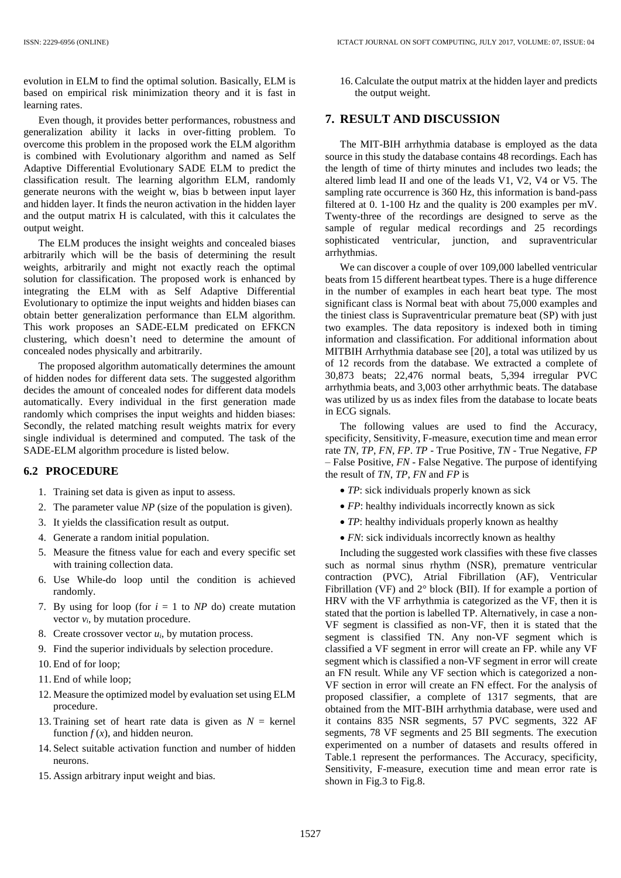evolution in ELM to find the optimal solution. Basically, ELM is based on empirical risk minimization theory and it is fast in learning rates.

Even though, it provides better performances, robustness and generalization ability it lacks in over-fitting problem. To overcome this problem in the proposed work the ELM algorithm is combined with Evolutionary algorithm and named as Self Adaptive Differential Evolutionary SADE ELM to predict the classification result. The learning algorithm ELM, randomly generate neurons with the weight w, bias b between input layer and hidden layer. It finds the neuron activation in the hidden layer and the output matrix H is calculated, with this it calculates the output weight.

The ELM produces the insight weights and concealed biases arbitrarily which will be the basis of determining the result weights, arbitrarily and might not exactly reach the optimal solution for classification. The proposed work is enhanced by integrating the ELM with as Self Adaptive Differential Evolutionary to optimize the input weights and hidden biases can obtain better generalization performance than ELM algorithm. This work proposes an SADE-ELM predicated on EFKCN clustering, which doesn't need to determine the amount of concealed nodes physically and arbitrarily.

The proposed algorithm automatically determines the amount of hidden nodes for different data sets. The suggested algorithm decides the amount of concealed nodes for different data models automatically. Every individual in the first generation made randomly which comprises the input weights and hidden biases: Secondly, the related matching result weights matrix for every single individual is determined and computed. The task of the SADE-ELM algorithm procedure is listed below.

## 6.2 PROCEDURE

1. Training set data is given as input to assess.
2. The parameter value *NP* (size of the population is given).
3. It yields the classification result as output.
4. Generate a random initial population.
5. Measure the fitness value for each and every specific set with training collection data.
6. Use While-do loop until the condition is achieved randomly.
7. By using for loop (for $i = 1$ to *NP* do) create mutation vector $v_i$, by mutation procedure.
8. Create crossover vector $u_i$, by mutation process.
9. Find the superior individuals by selection procedure.
10. End of for loop;
11. End of while loop;
12. Measure the optimized model by evaluation set using ELM procedure.
13. Training set of heart rate data is given as $N$ = kernel function $f(x)$, and hidden neuron.
14. Select suitable activation function and number of hidden neurons.
15. Assign arbitrary input weight and bias.
16. Calculate the output matrix at the hidden layer and predicts the output weight.

# 7. RESULT AND DISCUSSION

The MIT-BIH arrhythmia database is employed as the data source in this study the database contains 48 recordings. Each has the length of time of thirty minutes and includes two leads; the altered limb lead II and one of the leads V1, V2, V4 or V5. The sampling rate occurrence is 360 Hz, this information is band-pass filtered at 0. 1-100 Hz and the quality is 200 examples per mV. Twenty-three of the recordings are designed to serve as the sample of regular medical recordings and 25 recordings sophisticated ventricular, junction, and supraventricular arrhythmias.

We can discover a couple of over 109,000 labelled ventricular beats from 15 different heartbeat types. There is a huge difference in the number of examples in each heart beat type. The most significant class is Normal beat with about 75,000 examples and the tiniest class is Supraventricular premature beat (SP) with just two examples. The data repository is indexed both in timing information and classification. For additional information about MITBIH Arrhythmia database see [20], a total was utilized by us of 12 records from the database. We extracted a complete of 30,873 beats; 22,476 normal beats, 5,394 irregular PVC arrhythmia beats, and 3,003 other arrhythmic beats. The database was utilized by us as index files from the database to locate beats in ECG signals.

The following values are used to find the Accuracy, specificity, Sensitivity, F-measure, execution time and mean error rate *TN*, *TP*, *FN*, *FP*. *TP* - True Positive, *TN* - True Negative, *FP* – False Positive, *FN* - False Negative. The purpose of identifying the result of *TN*, *TP*, *FN* and *FP* is

- *TP*: sick individuals properly known as sick
- *FP*: healthy individuals incorrectly known as sick
- *TP*: healthy individuals properly known as healthy
- *FN*: sick individuals incorrectly known as healthy

Including the suggested work classifies with these five classes such as normal sinus rhythm (NSR), premature ventricular contraction (PVC), Atrial Fibrillation (AF), Ventricular Fibrillation (VF) and 2° block (BII). If for example a portion of HRV with the VF arrhythmia is categorized as the VF, then it is stated that the portion is labelled TP. Alternatively, in case a non-VF segment is classified as non-VF, then it is stated that the segment is classified TN. Any non-VF segment which is classified a VF segment in error will create an FP. while any VF segment which is classified a non-VF segment in error will create an FN result. While any VF section which is categorized a non-VF section in error will create an FN effect. For the analysis of proposed classifier, a complete of 1317 segments, that are obtained from the MIT-BIH arrhythmia database, were used and it contains 835 NSR segments, 57 PVC segments, 322 AF segments, 78 VF segments and 25 BII segments. The execution experimented on a number of datasets and results offered in Table.1 represent the performances. The Accuracy, specificity, Sensitivity, F-measure, execution time and mean error rate is shown in Fig.3 to Fig.8.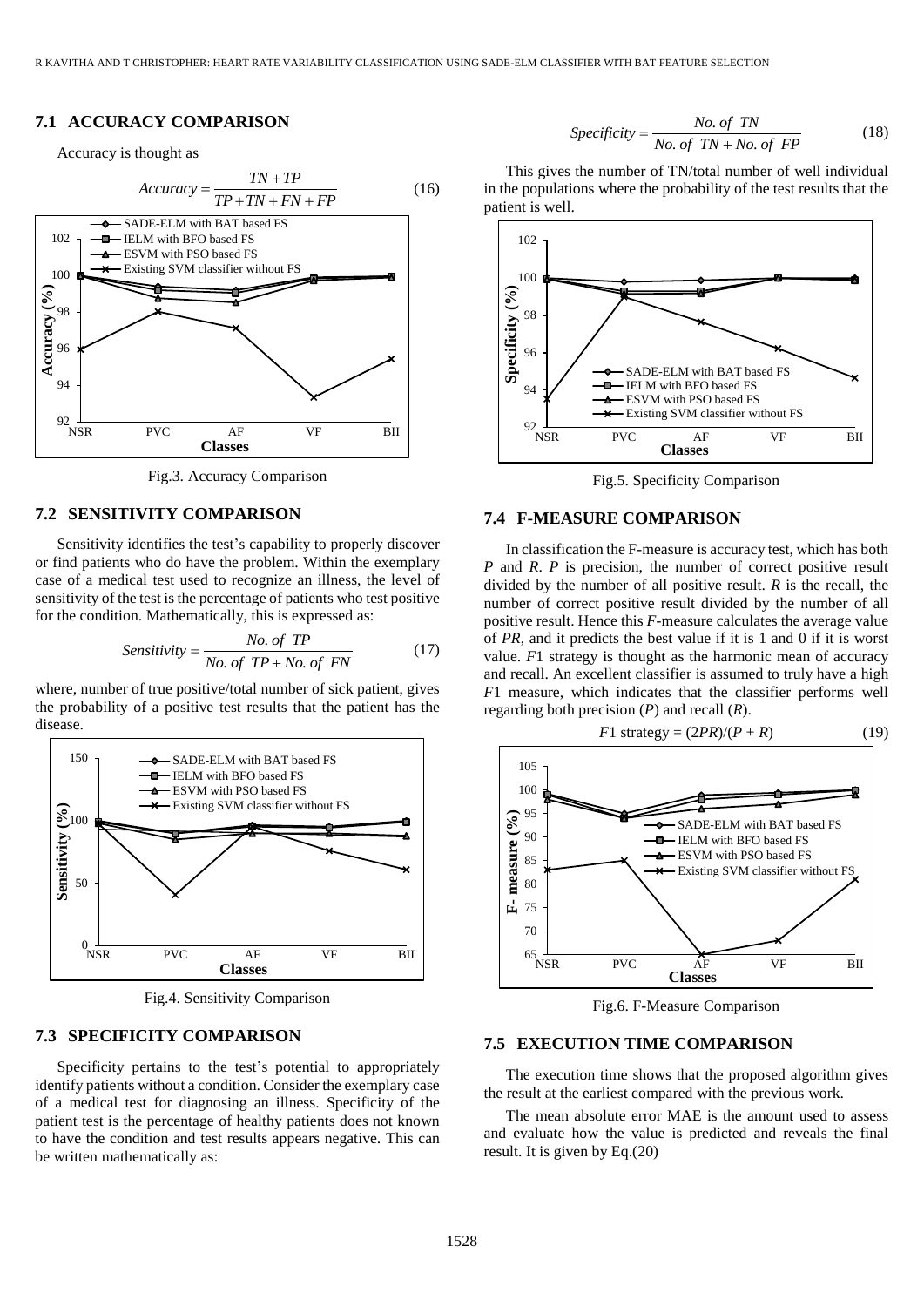### 7.1 ACCURACY COMPARISON

Accuracy is thought as

$$Accuracy = \frac{TN + TP}{TP + TN + FN + FP} \tag{16}$$

Fig.3. Accuracy Comparison

### 7.2 SENSITIVITY COMPARISON

Sensitivity identifies the test's capability to properly discover or find patients who do have the problem. Within the exemplary case of a medical test used to recognize an illness, the level of sensitivity of the test is the percentage of patients who test positive for the condition. Mathematically, this is expressed as:

$$Sensitivity = \frac{No.\ of\ TP}{No.\ of\ TP + No.\ of\ FN} \tag{17}$$

where, number of true positive/total number of sick patient, gives the probability of a positive test results that the patient has the disease.

Fig.4. Sensitivity Comparison

### 7.3 SPECIFICITY COMPARISON

Specificity pertains to the test's potential to appropriately identify patients without a condition. Consider the exemplary case of a medical test for diagnosing an illness. Specificity of the patient test is the percentage of healthy patients does not known to have the condition and test results appears negative. This can be written mathematically as:

$$Specificity = \frac{No.\ of\ TN}{No.\ of\ TN + No.\ of\ FP} \tag{18}$$

This gives the number of TN/total number of well individual in the populations where the probability of the test results that the patient is well.

Fig.5. Specificity Comparison

### 7.4 F-MEASURE COMPARISON

In classification the F-measure is accuracy test, which has both *P* and *R*. *P* is precision, the number of correct positive result divided by the number of all positive result. *R* is the recall, the number of correct positive result divided by the number of all positive result. Hence this *F*-measure calculates the average value of *PR*, and it predicts the best value if it is 1 and 0 if it is worst value. *F*1 strategy is thought as the harmonic mean of accuracy and recall. An excellent classifier is assumed to truly have a high *F*1 measure, which indicates that the classifier performs well regarding both precision (*P*) and recall (*R*).

$$F1\ \text{strategy} = (2PR)/(P + R) \tag{19}$$

Fig.6. F-Measure Comparison

### 7.5 EXECUTION TIME COMPARISON

The execution time shows that the proposed algorithm gives the result at the earliest compared with the previous work.

The mean absolute error MAE is the amount used to assess and evaluate how the value is predicted and reveals the final result. It is given by Eq.(20)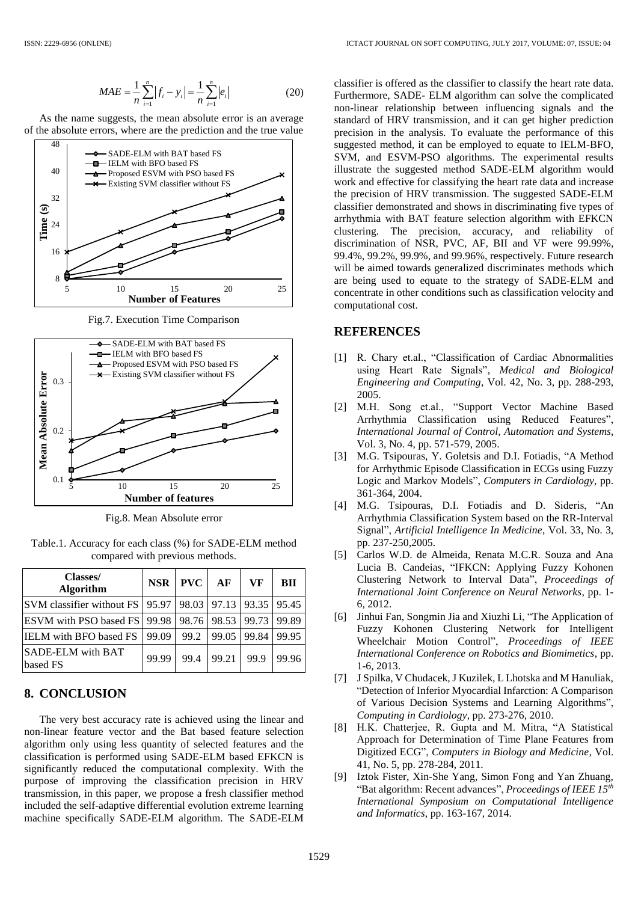$$MAE = \frac{1}{n}\sum_{i=1}^{n}|f_i - y_i| = \frac{1}{n}\sum_{i=1}^{n}|e_i| \tag{20}$$

As the name suggests, the mean absolute error is an average of the absolute errors, where are the prediction and the true value

Fig.7. Execution Time Comparison

Fig.8. Mean Absolute error

Table.1. Accuracy for each class (%) for SADE-ELM method compared with previous methods.

| Classes/ Algorithm | NSR | PVC | AF | VF | BII |
|---|---|---|---|---|---|
| SVM classifier without FS | 95.97 | 98.03 | 97.13 | 93.35 | 95.45 |
| ESVM with PSO based FS | 99.98 | 98.76 | 98.53 | 99.73 | 99.89 |
| IELM with BFO based FS | 99.09 | 99.2 | 99.05 | 99.84 | 99.95 |
| SADE-ELM with BAT based FS | 99.99 | 99.4 | 99.21 | 99.9 | 99.96 |

## 8. CONCLUSION

The very best accuracy rate is achieved using the linear and non-linear feature vector and the Bat based feature selection algorithm only using less quantity of selected features and the classification is performed using SADE-ELM based EFKCN is significantly reduced the computational complexity. With the purpose of improving the classification precision in HRV transmission, in this paper, we propose a fresh classifier method included the self-adaptive differential evolution extreme learning machine specifically SADE-ELM algorithm. The SADE-ELM classifier is offered as the classifier to classify the heart rate data. Furthermore, SADE- ELM algorithm can solve the complicated non-linear relationship between influencing signals and the standard of HRV transmission, and it can get higher prediction precision in the analysis. To evaluate the performance of this suggested method, it can be employed to equate to IELM-BFO, SVM, and ESVM-PSO algorithms. The experimental results illustrate the suggested method SADE-ELM algorithm would work and effective for classifying the heart rate data and increase the precision of HRV transmission. The suggested SADE-ELM classifier demonstrated and shows in discriminating five types of arrhythmia with BAT feature selection algorithm with EFKCN clustering. The precision, accuracy, and reliability of discrimination of NSR, PVC, AF, BII and VF were 99.99%, 99.4%, 99.2%, 99.9%, and 99.96%, respectively. Future research will be aimed towards generalized discriminates methods which are being used to equate to the strategy of SADE-ELM and concentrate in other conditions such as classification velocity and computational cost.

## REFERENCES

[1] R. Chary et.al., "Classification of Cardiac Abnormalities using Heart Rate Signals", *Medical and Biological Engineering and Computing*, Vol. 42, No. 3, pp. 288-293, 2005.

[2] M.H. Song et.al., "Support Vector Machine Based Arrhythmia Classification using Reduced Features", *International Journal of Control, Automation and Systems*, Vol. 3, No. 4, pp. 571-579, 2005.

[3] M.G. Tsipouras, Y. Goletsis and D.I. Fotiadis, "A Method for Arrhythmic Episode Classification in ECGs using Fuzzy Logic and Markov Models", *Computers in Cardiology*, pp. 361-364, 2004.

[4] M.G. Tsipouras, D.I. Fotiadis and D. Sideris, "An Arrhythmia Classification System based on the RR-Interval Signal", *Artificial Intelligence In Medicine*, Vol. 33, No. 3, pp. 237-250,2005.

[5] Carlos W.D. de Almeida, Renata M.C.R. Souza and Ana Lucia B. Candeias, "IFKCN: Applying Fuzzy Kohonen Clustering Network to Interval Data", *Proceedings of International Joint Conference on Neural Networks*, pp. 1-6, 2012.

[6] Jinhui Fan, Songmin Jia and Xiuzhi Li, "The Application of Fuzzy Kohonen Clustering Network for Intelligent Wheelchair Motion Control", *Proceedings of IEEE International Conference on Robotics and Biomimetics*, pp. 1-6, 2013.

[7] J Spilka, V Chudacek, J Kuzilek, L Lhotska and M Hanuliak, "Detection of Inferior Myocardial Infarction: A Comparison of Various Decision Systems and Learning Algorithms", *Computing in Cardiology*, pp. 273-276, 2010.

[8] H.K. Chatterjee, R. Gupta and M. Mitra, "A Statistical Approach for Determination of Time Plane Features from Digitized ECG", *Computers in Biology and Medicine*, Vol. 41, No. 5, pp. 278-284, 2011.

[9] Iztok Fister, Xin-She Yang, Simon Fong and Yan Zhuang, "Bat algorithm: Recent advances", *Proceedings of IEEE 15th International Symposium on Computational Intelligence and Informatics*, pp. 163-167, 2014.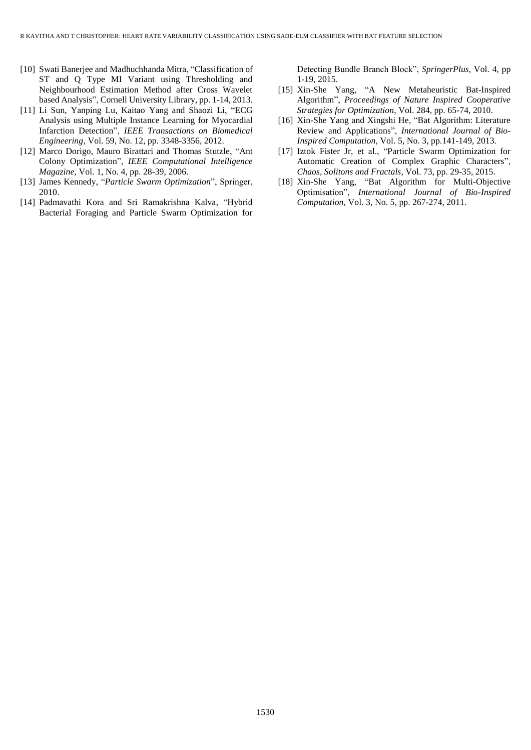[10] Swati Banerjee and Madhuchhanda Mitra, "Classification of ST and Q Type MI Variant using Thresholding and Neighbourhood Estimation Method after Cross Wavelet based Analysis", Cornell University Library, pp. 1-14, 2013.

[11] Li Sun, Yanping Lu, Kaitao Yang and Shaozi Li, "ECG Analysis using Multiple Instance Learning for Myocardial Infarction Detection", *IEEE Transactions on Biomedical Engineering*, Vol. 59, No. 12, pp. 3348-3356, 2012.

[12] Marco Dorigo, Mauro Birattari and Thomas Stutzle, "Ant Colony Optimization", *IEEE Computational Intelligence Magazine*, Vol. 1, No. 4, pp. 28-39, 2006.

[13] James Kennedy, "*Particle Swarm Optimization*", Springer, 2010.

[14] Padmavathi Kora and Sri Ramakrishna Kalva, "Hybrid Bacterial Foraging and Particle Swarm Optimization for Detecting Bundle Branch Block", *SpringerPlus*, Vol. 4, pp 1-19, 2015.

[15] Xin-She Yang, "A New Metaheuristic Bat-Inspired Algorithm", *Proceedings of Nature Inspired Cooperative Strategies for Optimization*, Vol. 284, pp. 65-74, 2010.

[16] Xin-She Yang and Xingshi He, "Bat Algorithm: Literature Review and Applications", *International Journal of Bio-Inspired Computation*, Vol. 5, No. 3, pp.141-149, 2013.

[17] Iztok Fister Jr, et al., "Particle Swarm Optimization for Automatic Creation of Complex Graphic Characters", *Chaos, Solitons and Fractals*, Vol. 73, pp. 29-35, 2015.

[18] Xin-She Yang, "Bat Algorithm for Multi-Objective Optimisation", *International Journal of Bio-Inspired Computation*, Vol. 3, No. 5, pp. 267-274, 2011.